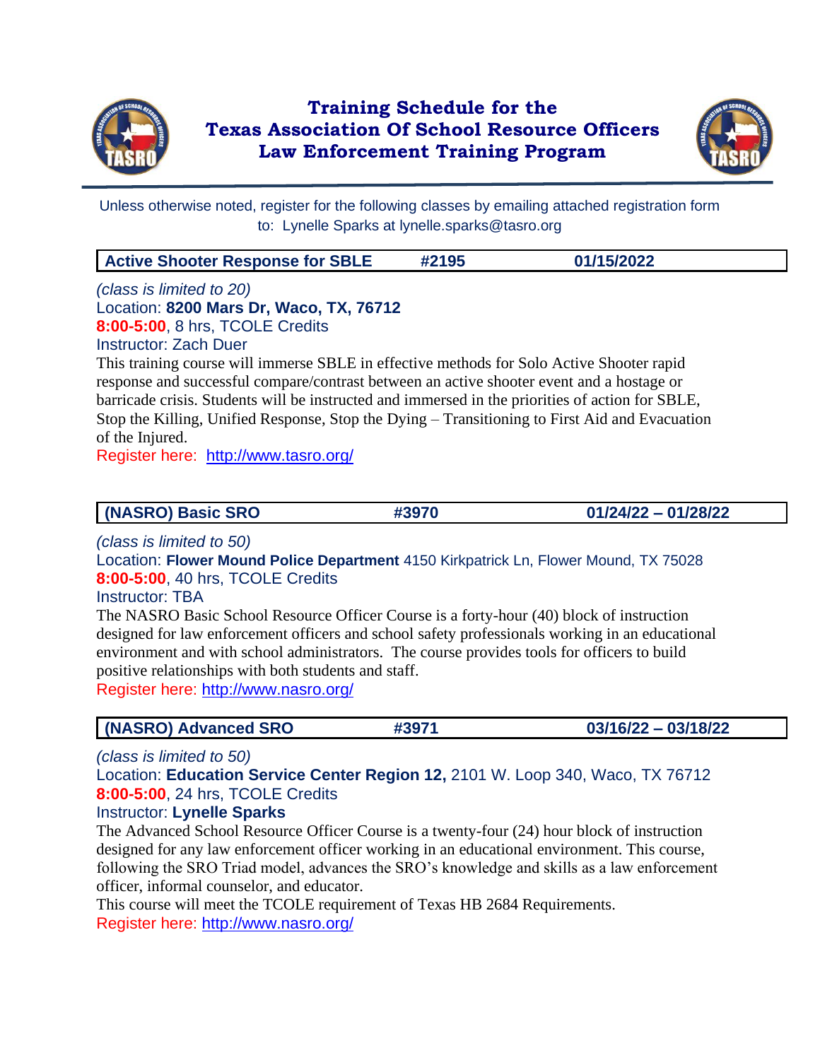# Training Schedule for the Texas Association Of School Resource Officers Law Enforcement Training Program

Unless otherwise noted, register for the following classes by emailing attached registration form to: Lynelle Sparks at lynelle.sparks@tasro.org

| **Active Shooter Response for SBLE** | **#2195** | **01/15/2022** |
|---|---|---|

*(class is limited to 20)*
Location: **8200 Mars Dr, Waco, TX, 76712**
**8:00-5:00**, 8 hrs, TCOLE Credits
Instructor: Zach Duer

This training course will immerse SBLE in effective methods for Solo Active Shooter rapid response and successful compare/contrast between an active shooter event and a hostage or barricade crisis. Students will be instructed and immersed in the priorities of action for SBLE, Stop the Killing, Unified Response, Stop the Dying – Transitioning to First Aid and Evacuation of the Injured.

Register here: http://www.tasro.org/

| **(NASRO) Basic SRO** | **#3970** | **01/24/22 – 01/28/22** |
|---|---|---|

*(class is limited to 50)*
Location: **Flower Mound Police Department** 4150 Kirkpatrick Ln, Flower Mound, TX 75028
**8:00-5:00**, 40 hrs, TCOLE Credits
Instructor: TBA

The NASRO Basic School Resource Officer Course is a forty-hour (40) block of instruction designed for law enforcement officers and school safety professionals working in an educational environment and with school administrators. The course provides tools for officers to build positive relationships with both students and staff.

Register here: http://www.nasro.org/

| **(NASRO) Advanced SRO** | **#3971** | **03/16/22 – 03/18/22** |
|---|---|---|

*(class is limited to 50)*
Location: **Education Service Center Region 12,** 2101 W. Loop 340, Waco, TX 76712
**8:00-5:00**, 24 hrs, TCOLE Credits
Instructor: **Lynelle Sparks**

The Advanced School Resource Officer Course is a twenty-four (24) hour block of instruction designed for any law enforcement officer working in an educational environment. This course, following the SRO Triad model, advances the SRO's knowledge and skills as a law enforcement officer, informal counselor, and educator.

This course will meet the TCOLE requirement of Texas HB 2684 Requirements.

Register here: http://www.nasro.org/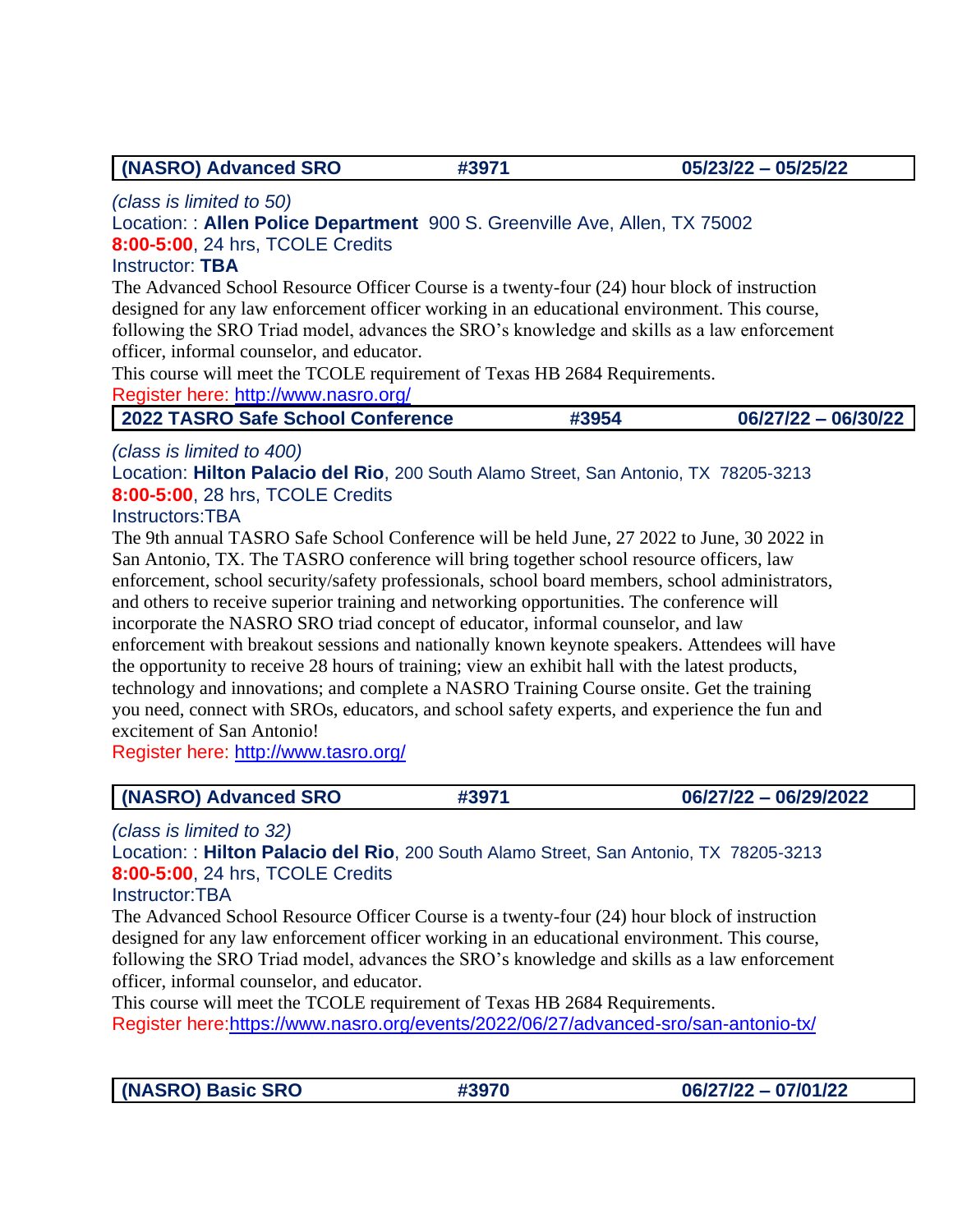| **(NASRO) Advanced SRO** | **#3971** | **05/23/22 – 05/25/22** |
|---|---|---|

*(class is limited to 50)*
Location: : **Allen Police Department** 900 S. Greenville Ave, Allen, TX 75002
**8:00-5:00**, 24 hrs, TCOLE Credits
Instructor: **TBA**

The Advanced School Resource Officer Course is a twenty-four (24) hour block of instruction designed for any law enforcement officer working in an educational environment. This course, following the SRO Triad model, advances the SRO's knowledge and skills as a law enforcement officer, informal counselor, and educator.
This course will meet the TCOLE requirement of Texas HB 2684 Requirements.
Register here: http://www.nasro.org/

| **2022 TASRO Safe School Conference** | **#3954** | **06/27/22 – 06/30/22** |
|---|---|---|

*(class is limited to 400)*
Location: **Hilton Palacio del Rio**, 200 South Alamo Street, San Antonio, TX 78205-3213
**8:00-5:00**, 28 hrs, TCOLE Credits
Instructors:TBA

The 9th annual TASRO Safe School Conference will be held June, 27 2022 to June, 30 2022 in San Antonio, TX. The TASRO conference will bring together school resource officers, law enforcement, school security/safety professionals, school board members, school administrators, and others to receive superior training and networking opportunities. The conference will incorporate the NASRO SRO triad concept of educator, informal counselor, and law enforcement with breakout sessions and nationally known keynote speakers. Attendees will have the opportunity to receive 28 hours of training; view an exhibit hall with the latest products, technology and innovations; and complete a NASRO Training Course onsite. Get the training you need, connect with SROs, educators, and school safety experts, and experience the fun and excitement of San Antonio!
Register here: http://www.tasro.org/

| **(NASRO) Advanced SRO** | **#3971** | **06/27/22 – 06/29/2022** |
|---|---|---|

*(class is limited to 32)*
Location: : **Hilton Palacio del Rio**, 200 South Alamo Street, San Antonio, TX 78205-3213
**8:00-5:00**, 24 hrs, TCOLE Credits
Instructor:TBA

The Advanced School Resource Officer Course is a twenty-four (24) hour block of instruction designed for any law enforcement officer working in an educational environment. This course, following the SRO Triad model, advances the SRO's knowledge and skills as a law enforcement officer, informal counselor, and educator.
This course will meet the TCOLE requirement of Texas HB 2684 Requirements.
Register here:https://www.nasro.org/events/2022/06/27/advanced-sro/san-antonio-tx/

| **(NASRO) Basic SRO** | **#3970** | **06/27/22 – 07/01/22** |
|---|---|---|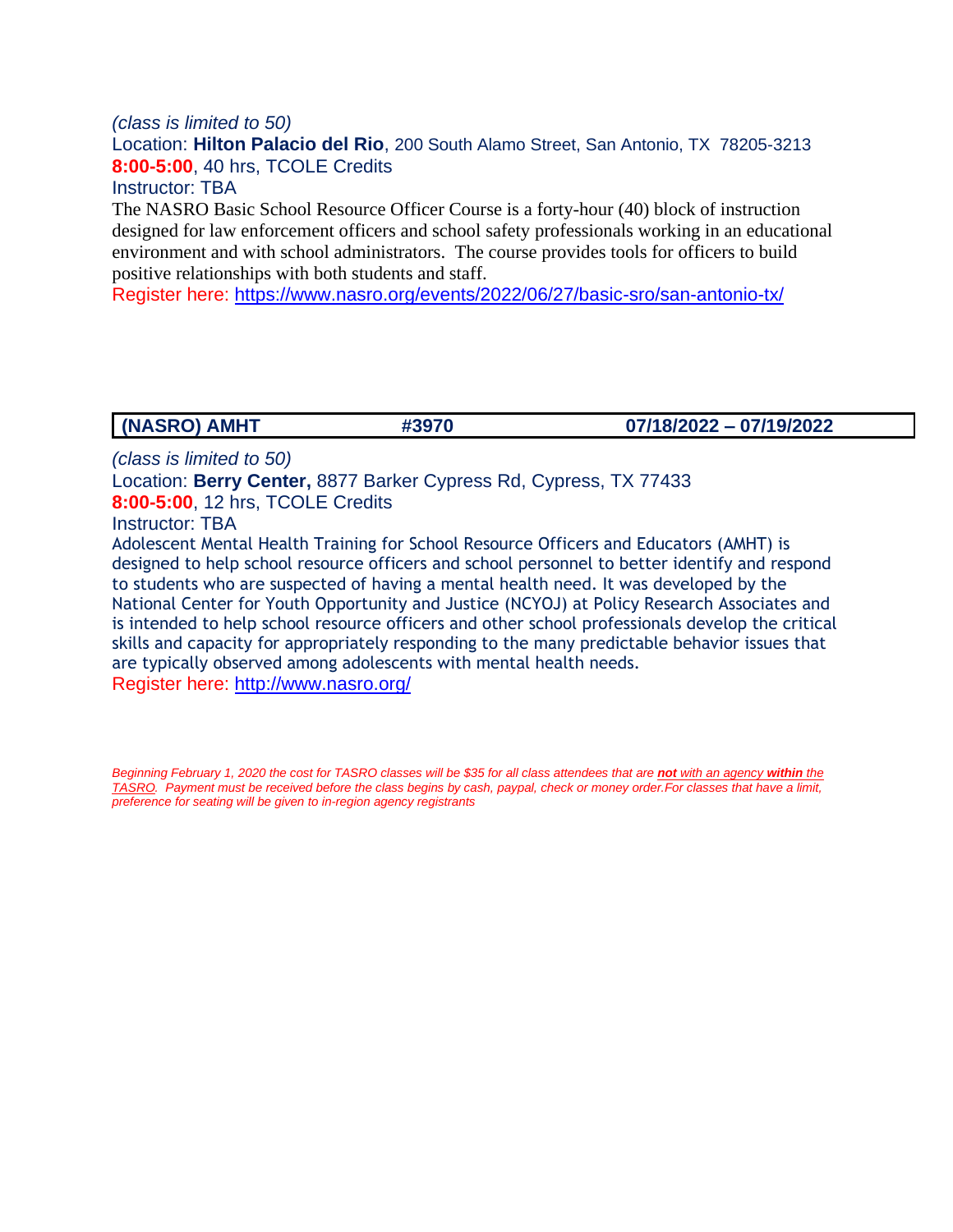*(class is limited to 50)*

Location: **Hilton Palacio del Rio**, 200 South Alamo Street, San Antonio, TX 78205-3213

**8:00-5:00**, 40 hrs, TCOLE Credits

Instructor: TBA

The NASRO Basic School Resource Officer Course is a forty-hour (40) block of instruction designed for law enforcement officers and school safety professionals working in an educational environment and with school administrators. The course provides tools for officers to build positive relationships with both students and staff.

Register here: https://www.nasro.org/events/2022/06/27/basic-sro/san-antonio-tx/

| (NASRO) AMHT | #3970 | 07/18/2022 – 07/19/2022 |
|---|---|---|

*(class is limited to 50)*

Location: **Berry Center,** 8877 Barker Cypress Rd, Cypress, TX 77433

**8:00-5:00**, 12 hrs, TCOLE Credits

Instructor: TBA

Adolescent Mental Health Training for School Resource Officers and Educators (AMHT) is designed to help school resource officers and school personnel to better identify and respond to students who are suspected of having a mental health need. It was developed by the National Center for Youth Opportunity and Justice (NCYOJ) at Policy Research Associates and is intended to help school resource officers and other school professionals develop the critical skills and capacity for appropriately responding to the many predictable behavior issues that are typically observed among adolescents with mental health needs.

Register here: http://www.nasro.org/

*Beginning February 1, 2020 the cost for TASRO classes will be $35 for all class attendees that are **not** with an agency **within** the TASRO. Payment must be received before the class begins by cash, paypal, check or money order.For classes that have a limit, preference for seating will be given to in-region agency registrants*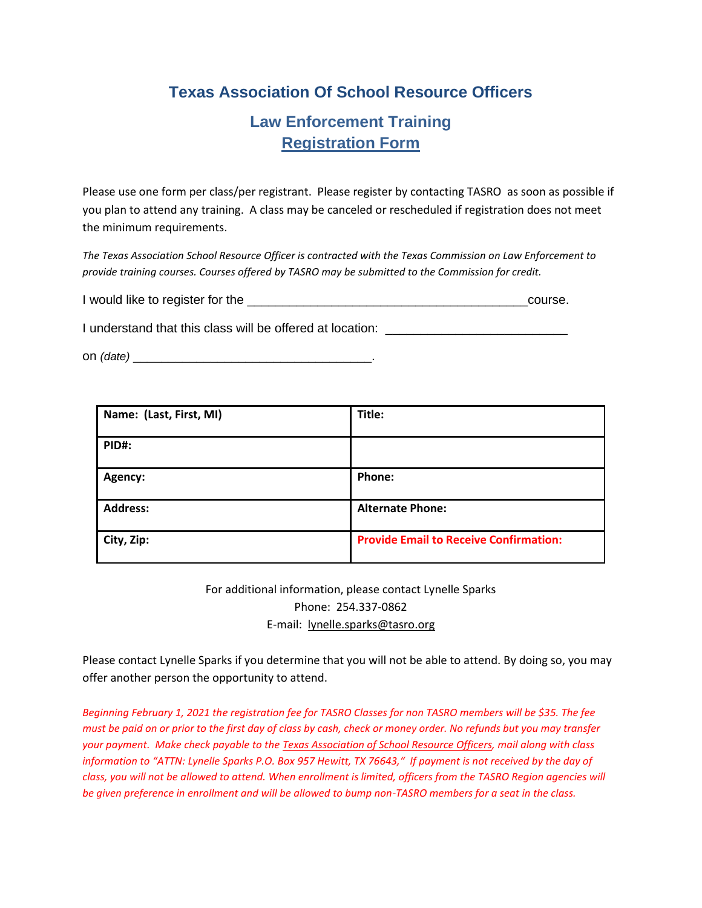# Texas Association Of School Resource Officers

## Law Enforcement Training
## Registration Form

Please use one form per class/per registrant. Please register by contacting TASRO as soon as possible if you plan to attend any training. A class may be canceled or rescheduled if registration does not meet the minimum requirements.

*The Texas Association School Resource Officer is contracted with the Texas Commission on Law Enforcement to provide training courses. Courses offered by TASRO may be submitted to the Commission for credit.*

I would like to register for the ________________________________________course.

I understand that this class will be offered at location: __________________________

on *(date)* __________________________________.

| | |
|---|---|
| **Name: (Last, First, MI)** | **Title:** |
| **PID#:** | |
| **Agency:** | **Phone:** |
| **Address:** | **Alternate Phone:** |
| **City, Zip:** | **Provide Email to Receive Confirmation:** |

For additional information, please contact Lynelle Sparks
Phone: 254.337-0862
E-mail: lynelle.sparks@tasro.org

Please contact Lynelle Sparks if you determine that you will not be able to attend. By doing so, you may offer another person the opportunity to attend.

*Beginning February 1, 2021 the registration fee for TASRO Classes for non TASRO members will be $35. The fee must be paid on or prior to the first day of class by cash, check or money order. No refunds but you may transfer your payment. Make check payable to the Texas Association of School Resource Officers, mail along with class information to "ATTN: Lynelle Sparks P.O. Box 957 Hewitt, TX 76643," If payment is not received by the day of class, you will not be allowed to attend. When enrollment is limited, officers from the TASRO Region agencies will be given preference in enrollment and will be allowed to bump non-TASRO members for a seat in the class.*